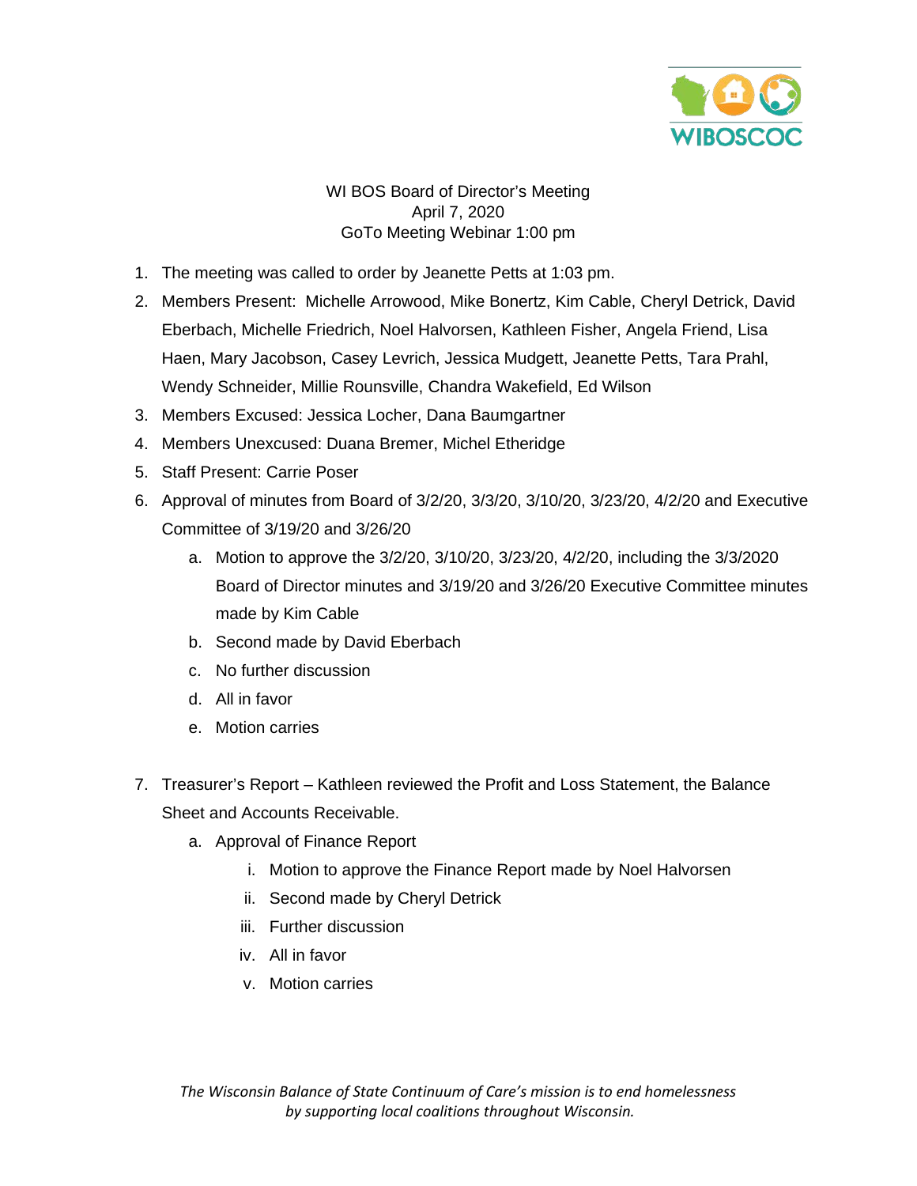WI BOS Board of Director's Meeting
April 7, 2020
GoTo Meeting Webinar 1:00 pm

1. The meeting was called to order by Jeanette Petts at 1:03 pm.
2. Members Present: Michelle Arrowood, Mike Bonertz, Kim Cable, Cheryl Detrick, David Eberbach, Michelle Friedrich, Noel Halvorsen, Kathleen Fisher, Angela Friend, Lisa Haen, Mary Jacobson, Casey Levrich, Jessica Mudgett, Jeanette Petts, Tara Prahl, Wendy Schneider, Millie Rounsville, Chandra Wakefield, Ed Wilson
3. Members Excused: Jessica Locher, Dana Baumgartner
4. Members Unexcused: Duana Bremer, Michel Etheridge
5. Staff Present: Carrie Poser
6. Approval of minutes from Board of 3/2/20, 3/3/20, 3/10/20, 3/23/20, 4/2/20 and Executive Committee of 3/19/20 and 3/26/20
   a. Motion to approve the 3/2/20, 3/10/20, 3/23/20, 4/2/20, including the 3/3/2020 Board of Director minutes and 3/19/20 and 3/26/20 Executive Committee minutes made by Kim Cable
   b. Second made by David Eberbach
   c. No further discussion
   d. All in favor
   e. Motion carries

7. Treasurer's Report – Kathleen reviewed the Profit and Loss Statement, the Balance Sheet and Accounts Receivable.
   a. Approval of Finance Report
      i. Motion to approve the Finance Report made by Noel Halvorsen
      ii. Second made by Cheryl Detrick
      iii. Further discussion
      iv. All in favor
      v. Motion carries

*The Wisconsin Balance of State Continuum of Care's mission is to end homelessness by supporting local coalitions throughout Wisconsin.*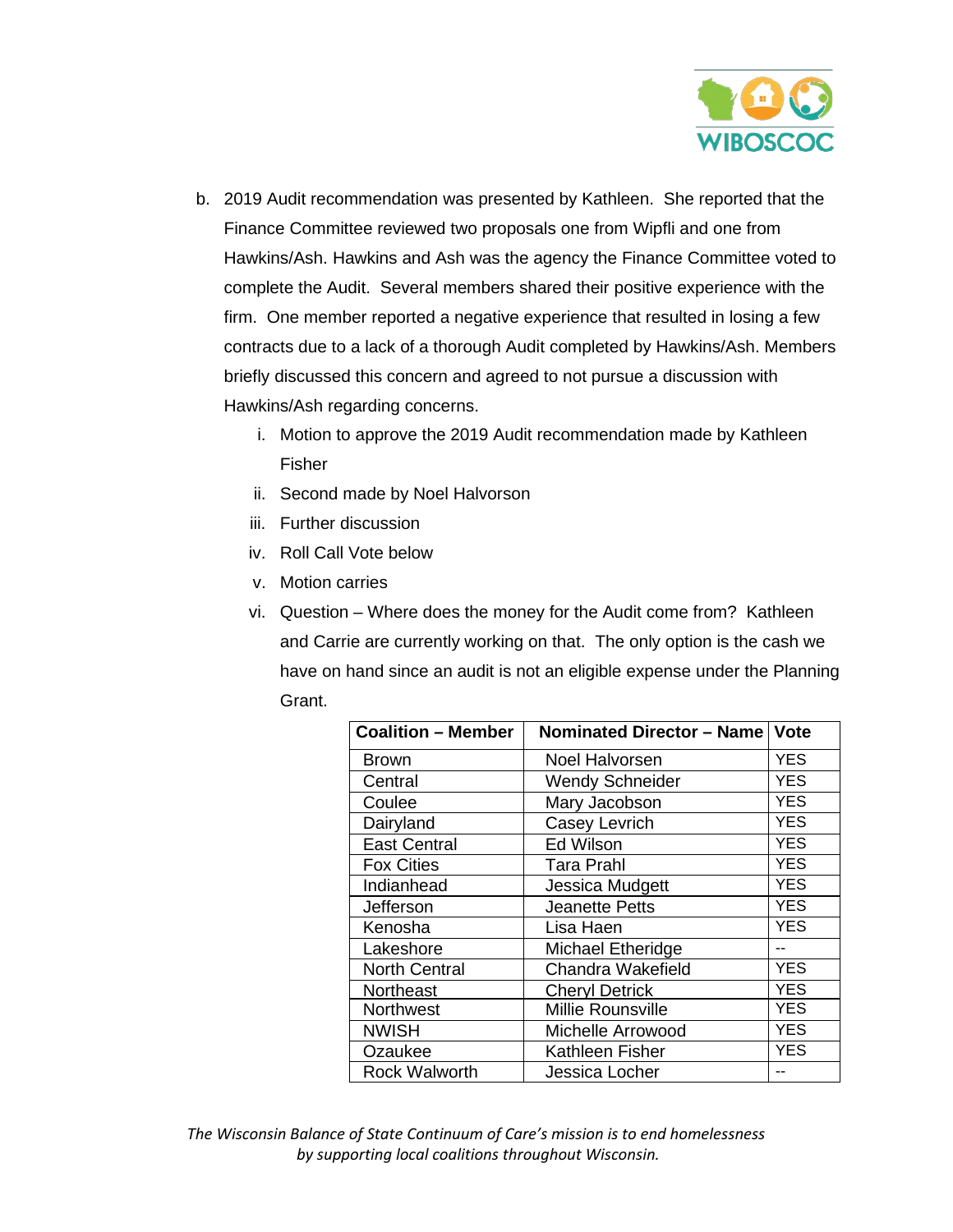b. 2019 Audit recommendation was presented by Kathleen. She reported that the Finance Committee reviewed two proposals one from Wipfli and one from Hawkins/Ash. Hawkins and Ash was the agency the Finance Committee voted to complete the Audit. Several members shared their positive experience with the firm. One member reported a negative experience that resulted in losing a few contracts due to a lack of a thorough Audit completed by Hawkins/Ash. Members briefly discussed this concern and agreed to not pursue a discussion with Hawkins/Ash regarding concerns.

   i. Motion to approve the 2019 Audit recommendation made by Kathleen Fisher
   ii. Second made by Noel Halvorson
   iii. Further discussion
   iv. Roll Call Vote below
   v. Motion carries
   vi. Question – Where does the money for the Audit come from? Kathleen and Carrie are currently working on that. The only option is the cash we have on hand since an audit is not an eligible expense under the Planning Grant.

| Coalition – Member | Nominated Director – Name | Vote |
|---|---|---|
| Brown | Noel Halvorsen | YES |
| Central | Wendy Schneider | YES |
| Coulee | Mary Jacobson | YES |
| Dairyland | Casey Levrich | YES |
| East Central | Ed Wilson | YES |
| Fox Cities | Tara Prahl | YES |
| Indianhead | Jessica Mudgett | YES |
| Jefferson | Jeanette Petts | YES |
| Kenosha | Lisa Haen | YES |
| Lakeshore | Michael Etheridge | -- |
| North Central | Chandra Wakefield | YES |
| Northeast | Cheryl Detrick | YES |
| Northwest | Millie Rounsville | YES |
| NWISH | Michelle Arrowood | YES |
| Ozaukee | Kathleen Fisher | YES |
| Rock Walworth | Jessica Locher | -- |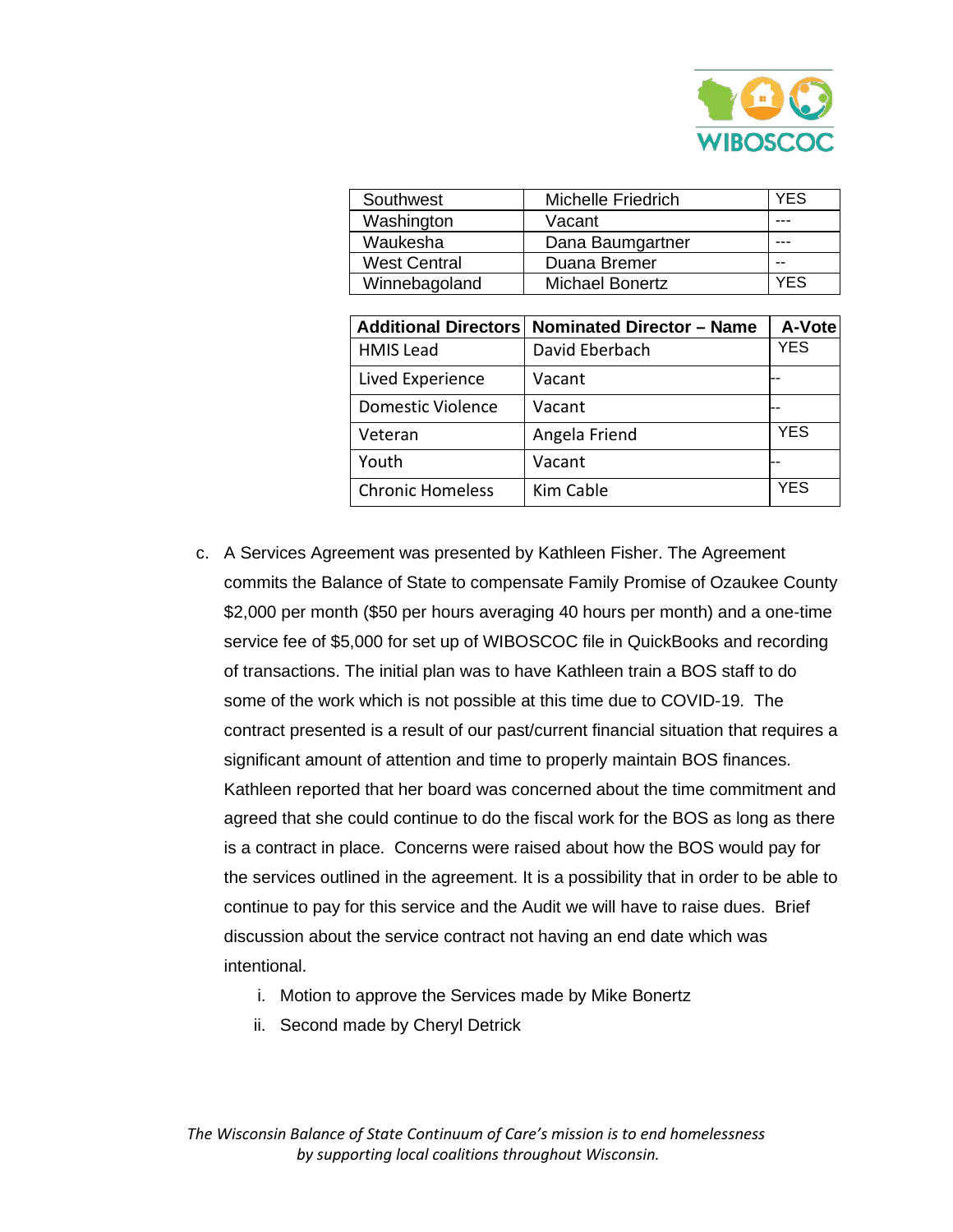| Southwest | Michelle Friedrich | YES |
|---|---|---|
| Washington | Vacant | --- |
| Waukesha | Dana Baumgartner | --- |
| West Central | Duana Bremer | -- |
| Winnebagoland | Michael Bonertz | YES |

| Additional Directors | Nominated Director – Name | A-Vote |
|---|---|---|
| HMIS Lead | David Eberbach | YES |
| Lived Experience | Vacant | -- |
| Domestic Violence | Vacant | -- |
| Veteran | Angela Friend | YES |
| Youth | Vacant | -- |
| Chronic Homeless | Kim Cable | YES |

c. A Services Agreement was presented by Kathleen Fisher. The Agreement commits the Balance of State to compensate Family Promise of Ozaukee County $2,000 per month ($50 per hours averaging 40 hours per month) and a one-time service fee of $5,000 for set up of WIBOSCOC file in QuickBooks and recording of transactions. The initial plan was to have Kathleen train a BOS staff to do some of the work which is not possible at this time due to COVID-19. The contract presented is a result of our past/current financial situation that requires a significant amount of attention and time to properly maintain BOS finances. Kathleen reported that her board was concerned about the time commitment and agreed that she could continue to do the fiscal work for the BOS as long as there is a contract in place. Concerns were raised about how the BOS would pay for the services outlined in the agreement. It is a possibility that in order to be able to continue to pay for this service and the Audit we will have to raise dues. Brief discussion about the service contract not having an end date which was intentional.

   i. Motion to approve the Services made by Mike Bonertz
   ii. Second made by Cheryl Detrick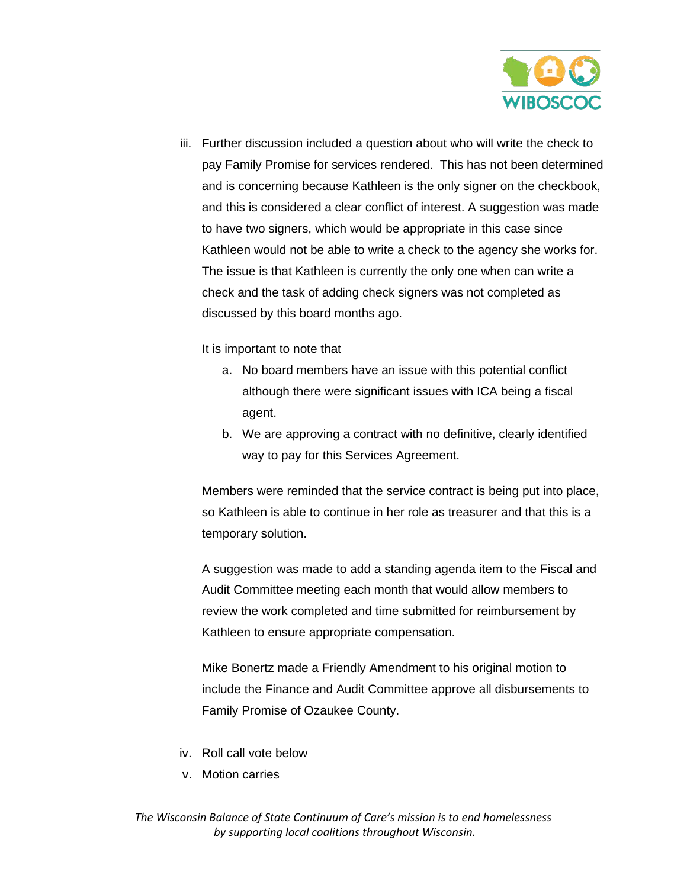iii. Further discussion included a question about who will write the check to pay Family Promise for services rendered. This has not been determined and is concerning because Kathleen is the only signer on the checkbook, and this is considered a clear conflict of interest. A suggestion was made to have two signers, which would be appropriate in this case since Kathleen would not be able to write a check to the agency she works for. The issue is that Kathleen is currently the only one when can write a check and the task of adding check signers was not completed as discussed by this board months ago.

     It is important to note that

     a. No board members have an issue with this potential conflict although there were significant issues with ICA being a fiscal agent.
     b. We are approving a contract with no definitive, clearly identified way to pay for this Services Agreement.

     Members were reminded that the service contract is being put into place, so Kathleen is able to continue in her role as treasurer and that this is a temporary solution.

     A suggestion was made to add a standing agenda item to the Fiscal and Audit Committee meeting each month that would allow members to review the work completed and time submitted for reimbursement by Kathleen to ensure appropriate compensation.

     Mike Bonertz made a Friendly Amendment to his original motion to include the Finance and Audit Committee approve all disbursements to Family Promise of Ozaukee County.

iv. Roll call vote below

v. Motion carries

*The Wisconsin Balance of State Continuum of Care's mission is to end homelessness by supporting local coalitions throughout Wisconsin.*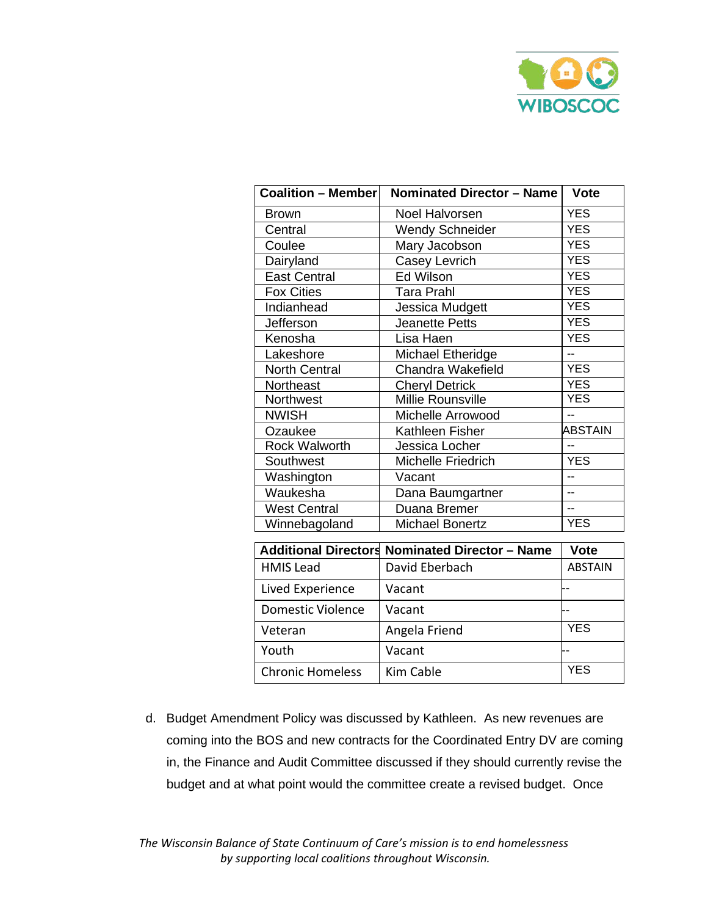| Coalition – Member | Nominated Director – Name | Vote |
|---|---|---|
| Brown | Noel Halvorsen | YES |
| Central | Wendy Schneider | YES |
| Coulee | Mary Jacobson | YES |
| Dairyland | Casey Levrich | YES |
| East Central | Ed Wilson | YES |
| Fox Cities | Tara Prahl | YES |
| Indianhead | Jessica Mudgett | YES |
| Jefferson | Jeanette Petts | YES |
| Kenosha | Lisa Haen | YES |
| Lakeshore | Michael Etheridge | -- |
| North Central | Chandra Wakefield | YES |
| Northeast | Cheryl Detrick | YES |
| Northwest | Millie Rounsville | YES |
| NWISH | Michelle Arrowood | -- |
| Ozaukee | Kathleen Fisher | ABSTAIN |
| Rock Walworth | Jessica Locher | -- |
| Southwest | Michelle Friedrich | YES |
| Washington | Vacant | -- |
| Waukesha | Dana Baumgartner | -- |
| West Central | Duana Bremer | -- |
| Winnebagoland | Michael Bonertz | YES |

| Additional Directors | Nominated Director – Name | Vote |
|---|---|---|
| HMIS Lead | David Eberbach | ABSTAIN |
| Lived Experience | Vacant | -- |
| Domestic Violence | Vacant | -- |
| Veteran | Angela Friend | YES |
| Youth | Vacant | -- |
| Chronic Homeless | Kim Cable | YES |

d. Budget Amendment Policy was discussed by Kathleen. As new revenues are coming into the BOS and new contracts for the Coordinated Entry DV are coming in, the Finance and Audit Committee discussed if they should currently revise the budget and at what point would the committee create a revised budget. Once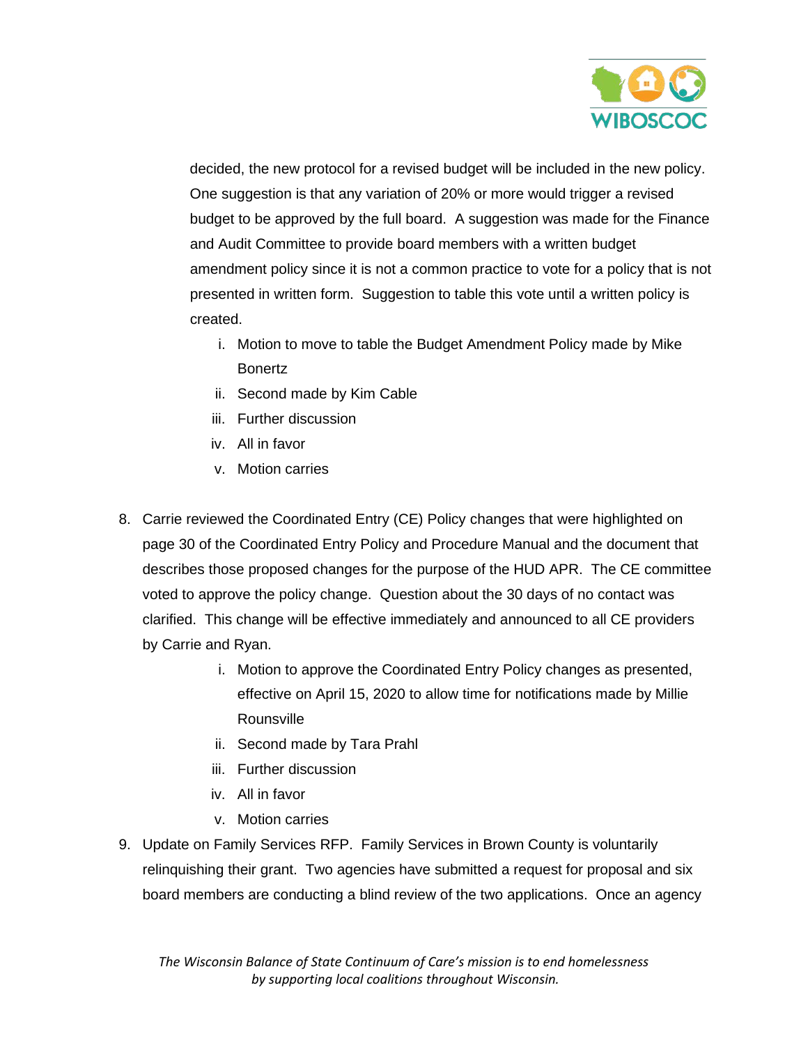decided, the new protocol for a revised budget will be included in the new policy. One suggestion is that any variation of 20% or more would trigger a revised budget to be approved by the full board. A suggestion was made for the Finance and Audit Committee to provide board members with a written budget amendment policy since it is not a common practice to vote for a policy that is not presented in written form. Suggestion to table this vote until a written policy is created.

   i. Motion to move to table the Budget Amendment Policy made by Mike Bonertz
   ii. Second made by Kim Cable
   iii. Further discussion
   iv. All in favor
   v. Motion carries

8. Carrie reviewed the Coordinated Entry (CE) Policy changes that were highlighted on page 30 of the Coordinated Entry Policy and Procedure Manual and the document that describes those proposed changes for the purpose of the HUD APR. The CE committee voted to approve the policy change. Question about the 30 days of no contact was clarified. This change will be effective immediately and announced to all CE providers by Carrie and Ryan.
   i. Motion to approve the Coordinated Entry Policy changes as presented, effective on April 15, 2020 to allow time for notifications made by Millie Rounsville
   ii. Second made by Tara Prahl
   iii. Further discussion
   iv. All in favor
   v. Motion carries
9. Update on Family Services RFP. Family Services in Brown County is voluntarily relinquishing their grant. Two agencies have submitted a request for proposal and six board members are conducting a blind review of the two applications. Once an agency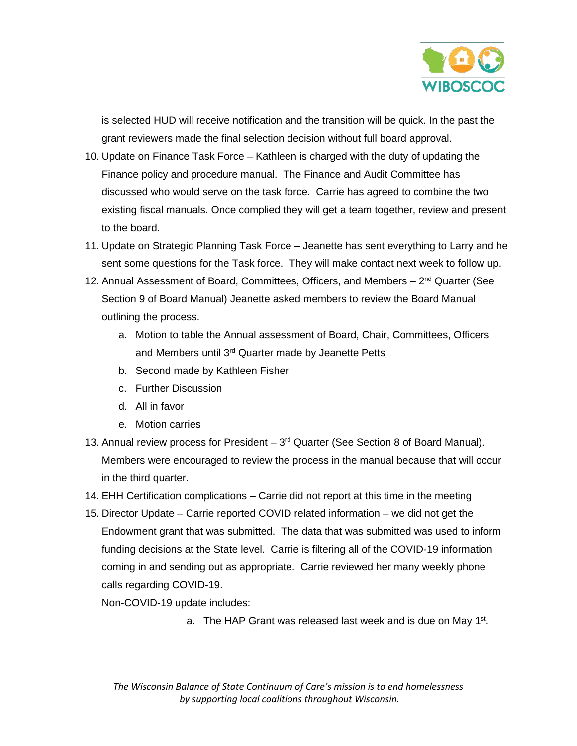is selected HUD will receive notification and the transition will be quick. In the past the grant reviewers made the final selection decision without full board approval.

10. Update on Finance Task Force – Kathleen is charged with the duty of updating the Finance policy and procedure manual. The Finance and Audit Committee has discussed who would serve on the task force. Carrie has agreed to combine the two existing fiscal manuals. Once complied they will get a team together, review and present to the board.
11. Update on Strategic Planning Task Force – Jeanette has sent everything to Larry and he sent some questions for the Task force. They will make contact next week to follow up.
12. Annual Assessment of Board, Committees, Officers, and Members – 2nd Quarter (See Section 9 of Board Manual) Jeanette asked members to review the Board Manual outlining the process.
    a. Motion to table the Annual assessment of Board, Chair, Committees, Officers and Members until 3rd Quarter made by Jeanette Petts
    b. Second made by Kathleen Fisher
    c. Further Discussion
    d. All in favor
    e. Motion carries
13. Annual review process for President – 3rd Quarter (See Section 8 of Board Manual). Members were encouraged to review the process in the manual because that will occur in the third quarter.
14. EHH Certification complications – Carrie did not report at this time in the meeting
15. Director Update – Carrie reported COVID related information – we did not get the Endowment grant that was submitted. The data that was submitted was used to inform funding decisions at the State level. Carrie is filtering all of the COVID-19 information coming in and sending out as appropriate. Carrie reviewed her many weekly phone calls regarding COVID-19.

    Non-COVID-19 update includes:

    a. The HAP Grant was released last week and is due on May 1st.

*The Wisconsin Balance of State Continuum of Care's mission is to end homelessness by supporting local coalitions throughout Wisconsin.*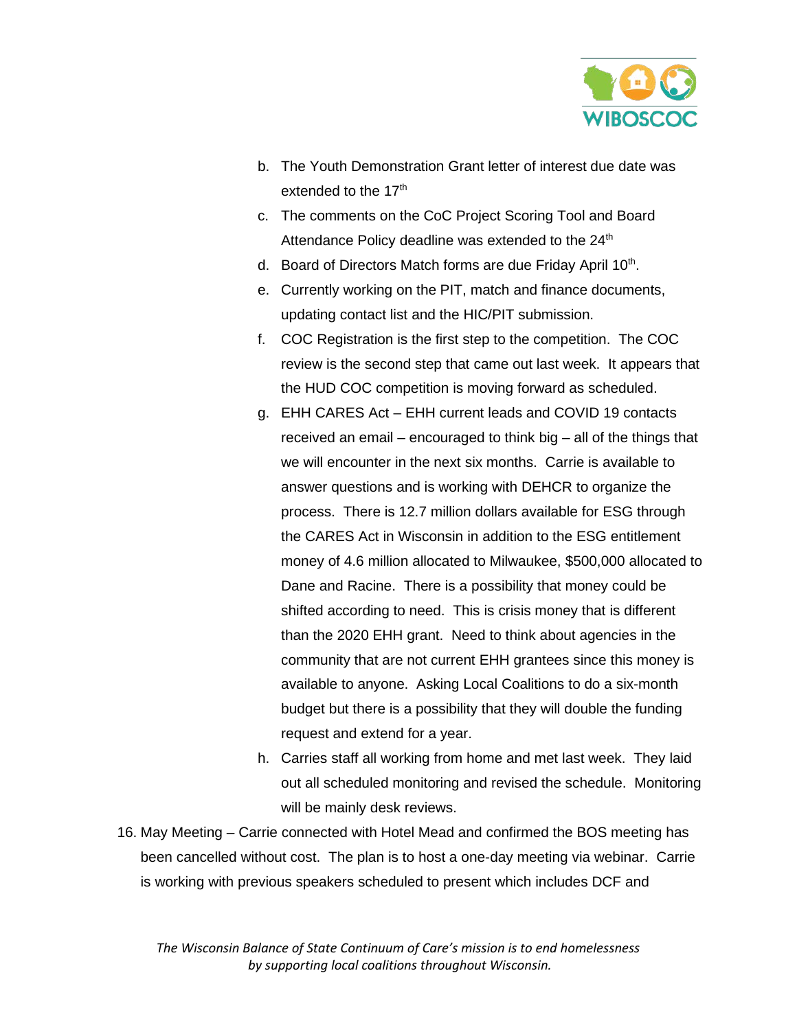b. The Youth Demonstration Grant letter of interest due date was extended to the 17th
c. The comments on the CoC Project Scoring Tool and Board Attendance Policy deadline was extended to the 24th
d. Board of Directors Match forms are due Friday April 10th.
e. Currently working on the PIT, match and finance documents, updating contact list and the HIC/PIT submission.
f. COC Registration is the first step to the competition. The COC review is the second step that came out last week. It appears that the HUD COC competition is moving forward as scheduled.
g. EHH CARES Act – EHH current leads and COVID 19 contacts received an email – encouraged to think big – all of the things that we will encounter in the next six months. Carrie is available to answer questions and is working with DEHCR to organize the process. There is 12.7 million dollars available for ESG through the CARES Act in Wisconsin in addition to the ESG entitlement money of 4.6 million allocated to Milwaukee, $500,000 allocated to Dane and Racine. There is a possibility that money could be shifted according to need. This is crisis money that is different than the 2020 EHH grant. Need to think about agencies in the community that are not current EHH grantees since this money is available to anyone. Asking Local Coalitions to do a six-month budget but there is a possibility that they will double the funding request and extend for a year.
h. Carries staff all working from home and met last week. They laid out all scheduled monitoring and revised the schedule. Monitoring will be mainly desk reviews.

16. May Meeting – Carrie connected with Hotel Mead and confirmed the BOS meeting has been cancelled without cost. The plan is to host a one-day meeting via webinar. Carrie is working with previous speakers scheduled to present which includes DCF and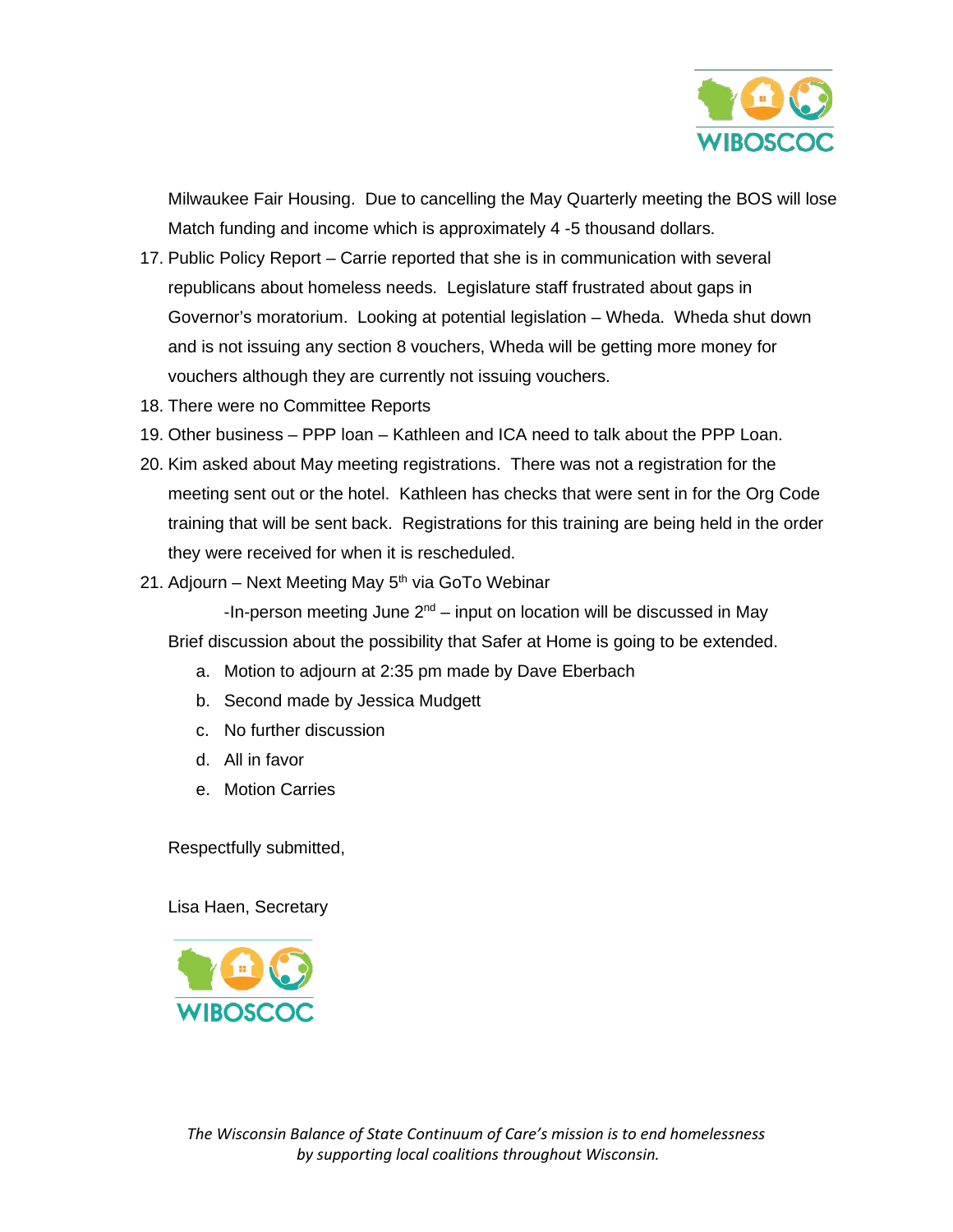Milwaukee Fair Housing. Due to cancelling the May Quarterly meeting the BOS will lose Match funding and income which is approximately 4 -5 thousand dollars.

17. Public Policy Report – Carrie reported that she is in communication with several republicans about homeless needs. Legislature staff frustrated about gaps in Governor's moratorium. Looking at potential legislation – Wheda. Wheda shut down and is not issuing any section 8 vouchers, Wheda will be getting more money for vouchers although they are currently not issuing vouchers.
18. There were no Committee Reports
19. Other business – PPP loan – Kathleen and ICA need to talk about the PPP Loan.
20. Kim asked about May meeting registrations. There was not a registration for the meeting sent out or the hotel. Kathleen has checks that were sent in for the Org Code training that will be sent back. Registrations for this training are being held in the order they were received for when it is rescheduled.
21. Adjourn – Next Meeting May 5th via GoTo Webinar

    -In-person meeting June 2nd – input on location will be discussed in May

    Brief discussion about the possibility that Safer at Home is going to be extended.

    a. Motion to adjourn at 2:35 pm made by Dave Eberbach
    b. Second made by Jessica Mudgett
    c. No further discussion
    d. All in favor
    e. Motion Carries

Respectfully submitted,

Lisa Haen, Secretary

*The Wisconsin Balance of State Continuum of Care's mission is to end homelessness by supporting local coalitions throughout Wisconsin.*